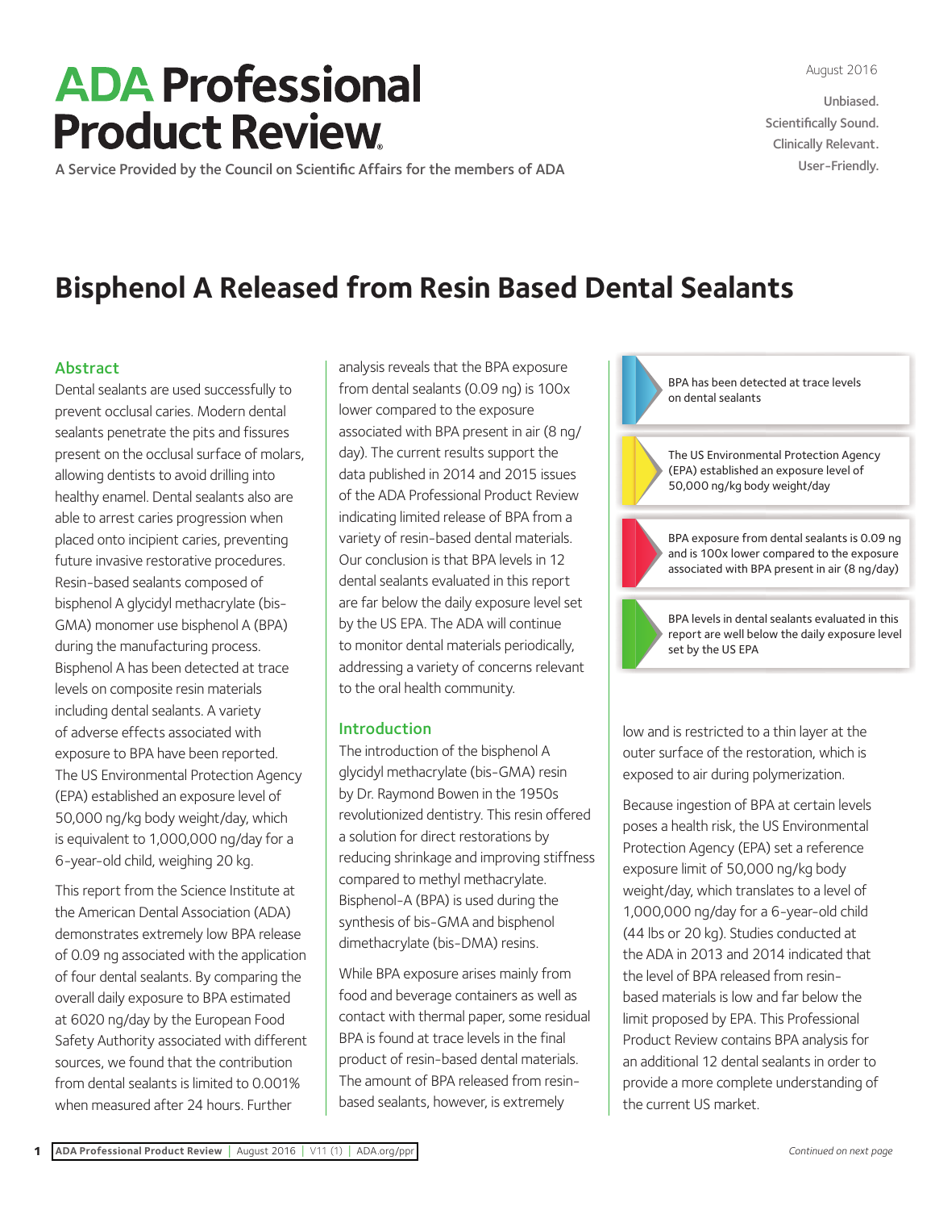# ADA Professional Product Review

A Service Provided by the Council on Scientific Affairs for the members of ADA

August 2016

Unbiased.
Scientifically Sound.
Clinically Relevant.
User-Friendly.

## Bisphenol A Released from Resin Based Dental Sealants

### Abstract

Dental sealants are used successfully to prevent occlusal caries. Modern dental sealants penetrate the pits and fissures present on the occlusal surface of molars, allowing dentists to avoid drilling into healthy enamel. Dental sealants also are able to arrest caries progression when placed onto incipient caries, preventing future invasive restorative procedures. Resin-based sealants composed of bisphenol A glycidyl methacrylate (bis-GMA) monomer use bisphenol A (BPA) during the manufacturing process. Bisphenol A has been detected at trace levels on composite resin materials including dental sealants. A variety of adverse effects associated with exposure to BPA have been reported. The US Environmental Protection Agency (EPA) established an exposure level of 50,000 ng/kg body weight/day, which is equivalent to 1,000,000 ng/day for a 6-year-old child, weighing 20 kg.

This report from the Science Institute at the American Dental Association (ADA) demonstrates extremely low BPA release of 0.09 ng associated with the application of four dental sealants. By comparing the overall daily exposure to BPA estimated at 6020 ng/day by the European Food Safety Authority associated with different sources, we found that the contribution from dental sealants is limited to 0.001% when measured after 24 hours. Further analysis reveals that the BPA exposure from dental sealants (0.09 ng) is 100x lower compared to the exposure associated with BPA present in air (8 ng/day). The current results support the data published in 2014 and 2015 issues of the ADA Professional Product Review indicating limited release of BPA from a variety of resin-based dental materials. Our conclusion is that BPA levels in 12 dental sealants evaluated in this report are far below the daily exposure level set by the US EPA. The ADA will continue to monitor dental materials periodically, addressing a variety of concerns relevant to the oral health community.

### Introduction

The introduction of the bisphenol A glycidyl methacrylate (bis-GMA) resin by Dr. Raymond Bowen in the 1950s revolutionized dentistry. This resin offered a solution for direct restorations by reducing shrinkage and improving stiffness compared to methyl methacrylate. Bisphenol-A (BPA) is used during the synthesis of bis-GMA and bisphenol dimethacrylate (bis-DMA) resins.

While BPA exposure arises mainly from food and beverage containers as well as contact with thermal paper, some residual BPA is found at trace levels in the final product of resin-based dental materials. The amount of BPA released from resin-based sealants, however, is extremely low and is restricted to a thin layer at the outer surface of the restoration, which is exposed to air during polymerization.

Because ingestion of BPA at certain levels poses a health risk, the US Environmental Protection Agency (EPA) set a reference exposure limit of 50,000 ng/kg body weight/day, which translates to a level of 1,000,000 ng/day for a 6-year-old child (44 lbs or 20 kg). Studies conducted at the ADA in 2013 and 2014 indicated that the level of BPA released from resin-based materials is low and far below the limit proposed by EPA. This Professional Product Review contains BPA analysis for an additional 12 dental sealants in order to provide a more complete understanding of the current US market.

- BPA has been detected at trace levels on dental sealants
- The US Environmental Protection Agency (EPA) established an exposure level of 50,000 ng/kg body weight/day
- BPA exposure from dental sealants is 0.09 ng and is 100x lower compared to the exposure associated with BPA present in air (8 ng/day)
- BPA levels in dental sealants evaluated in this report are well below the daily exposure level set by the US EPA

*Continued on next page*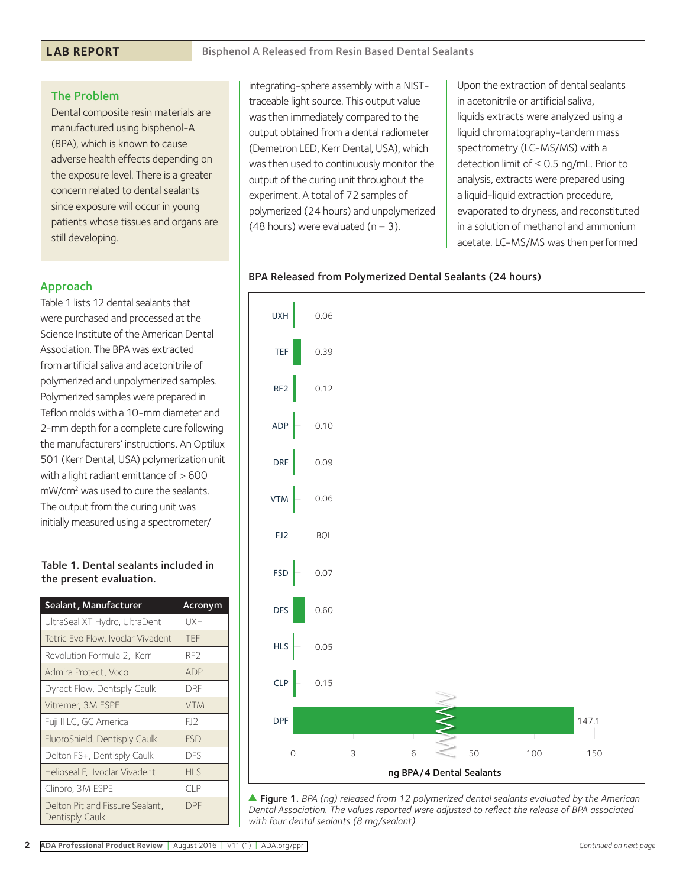## The Problem

Dental composite resin materials are manufactured using bisphenol-A (BPA), which is known to cause adverse health effects depending on the exposure level. There is a greater concern related to dental sealants since exposure will occur in young patients whose tissues and organs are still developing.

## Approach

Table 1 lists 12 dental sealants that were purchased and processed at the Science Institute of the American Dental Association. The BPA was extracted from artificial saliva and acetonitrile of polymerized and unpolymerized samples. Polymerized samples were prepared in Teflon molds with a 10-mm diameter and 2-mm depth for a complete cure following the manufacturers' instructions. An Optilux 501 (Kerr Dental, USA) polymerization unit with a light radiant emittance of > 600 mW/cm$^2$ was used to cure the sealants. The output from the curing unit was initially measured using a spectrometer/integrating-sphere assembly with a NIST-traceable light source. This output value was then immediately compared to the output obtained from a dental radiometer (Demetron LED, Kerr Dental, USA), which was then used to continuously monitor the output of the curing unit throughout the experiment. A total of 72 samples of polymerized (24 hours) and unpolymerized (48 hours) were evaluated (n = 3).

Upon the extraction of dental sealants in acetonitrile or artificial saliva, liquids extracts were analyzed using a liquid chromatography-tandem mass spectrometry (LC-MS/MS) with a detection limit of ≤ 0.5 ng/mL. Prior to analysis, extracts were prepared using a liquid-liquid extraction procedure, evaporated to dryness, and reconstituted in a solution of methanol and ammonium acetate. LC-MS/MS was then performed

**Table 1. Dental sealants included in the present evaluation.**

| Sealant, Manufacturer | Acronym |
|---|---|
| UltraSeal XT Hydro, UltraDent | UXH |
| Tetric Evo Flow, Ivoclar Vivadent | TEF |
| Revolution Formula 2, Kerr | RF2 |
| Admira Protect, Voco | ADP |
| Dyract Flow, Dentsply Caulk | DRF |
| Vitremer, 3M ESPE | VTM |
| Fuji II LC, GC America | FJ2 |
| FluoroShield, Dentsply Caulk | FSD |
| Delton FS+, Dentsply Caulk | DFS |
| Helioseal F, Ivoclar Vivadent | HLS |
| Clinpro, 3M ESPE | CLP |
| Delton Pit and Fissure Sealant, Dentsply Caulk | DPF |

**BPA Released from Polymerized Dental Sealants (24 hours)**

| Sealant | ng BPA/4 Dental Sealants |
|---|---|
| UXH | 0.06 |
| TEF | 0.39 |
| RF2 | 0.12 |
| ADP | 0.10 |
| DRF | 0.09 |
| VTM | 0.06 |
| FJ2 | BQL |
| FSD | 0.07 |
| DFS | 0.60 |
| HLS | 0.05 |
| CLP | 0.15 |
| DPF | 147.1 |

▲ **Figure 1.** *BPA (ng) released from 12 polymerized dental sealants evaluated by the American Dental Association. The values reported were adjusted to reflect the release of BPA associated with four dental sealants (8 mg/sealant).*

*Continued on next page*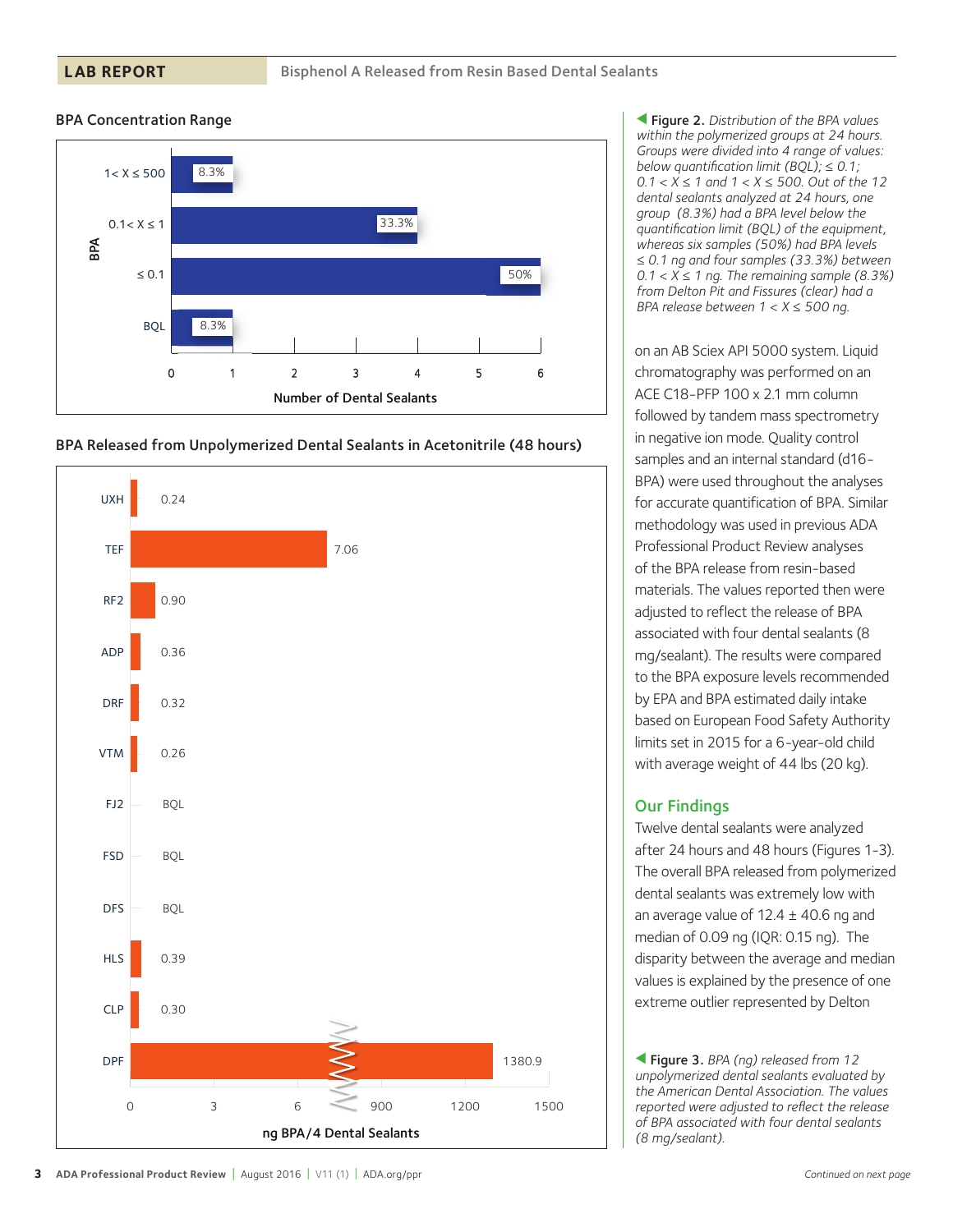### BPA Concentration Range

| BPA | Number of Dental Sealants (%) |
|---|---|
| 1< X ≤ 500 | 8.3% |
| 0.1< X ≤ 1 | 33.3% |
| ≤ 0.1 | 50% |
| BQL | 8.3% |

◀ **Figure 2.** *Distribution of the BPA values within the polymerized groups at 24 hours. Groups were divided into 4 range of values: below quantification limit (BQL); ≤ 0.1; 0.1 < X ≤ 1 and 1 < X ≤ 500. Out of the 12 dental sealants analyzed at 24 hours, one group (8.3%) had a BPA level below the quantification limit (BQL) of the equipment, whereas six samples (50%) had BPA levels ≤ 0.1 ng and four samples (33.3%) between 0.1 < X ≤ 1 ng. The remaining sample (8.3%) from Delton Pit and Fissures (clear) had a BPA release between 1 < X ≤ 500 ng.*

### BPA Released from Unpolymerized Dental Sealants in Acetonitrile (48 hours)

| Sealant | ng BPA/4 Dental Sealants |
|---|---|
| UXH | 0.24 |
| TEF | 7.06 |
| RF2 | 0.90 |
| ADP | 0.36 |
| DRF | 0.32 |
| VTM | 0.26 |
| FJ2 | BQL |
| FSD | BQL |
| DFS | BQL |
| HLS | 0.39 |
| CLP | 0.30 |
| DPF | 1380.9 |

◀ **Figure 3.** *BPA (ng) released from 12 unpolymerized dental sealants evaluated by the American Dental Association. The values reported were adjusted to reflect the release of BPA associated with four dental sealants (8 mg/sealant).*

on an AB Sciex API 5000 system. Liquid chromatography was performed on an ACE C18-PFP 100 x 2.1 mm column followed by tandem mass spectrometry in negative ion mode. Quality control samples and an internal standard (d16-BPA) were used throughout the analyses for accurate quantification of BPA. Similar methodology was used in previous ADA Professional Product Review analyses of the BPA release from resin-based materials. The values reported then were adjusted to reflect the release of BPA associated with four dental sealants (8 mg/sealant). The results were compared to the BPA exposure levels recommended by EPA and BPA estimated daily intake based on European Food Safety Authority limits set in 2015 for a 6-year-old child with average weight of 44 lbs (20 kg).

## Our Findings

Twelve dental sealants were analyzed after 24 hours and 48 hours (Figures 1-3). The overall BPA released from polymerized dental sealants was extremely low with an average value of 12.4 ± 40.6 ng and median of 0.09 ng (IQR: 0.15 ng). The disparity between the average and median values is explained by the presence of one extreme outlier represented by Delton

*Continued on next page*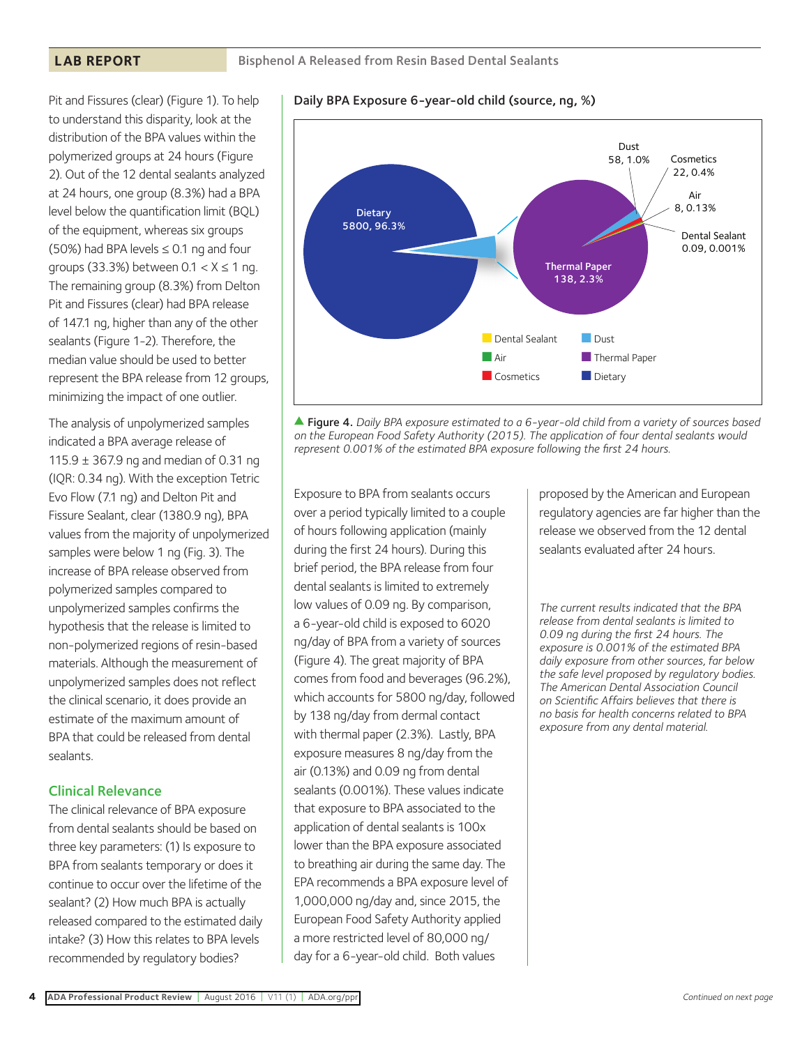Pit and Fissures (clear) (Figure 1). To help to understand this disparity, look at the distribution of the BPA values within the polymerized groups at 24 hours (Figure 2). Out of the 12 dental sealants analyzed at 24 hours, one group (8.3%) had a BPA level below the quantification limit (BQL) of the equipment, whereas six groups (50%) had BPA levels ≤ 0.1 ng and four groups (33.3%) between 0.1 < X ≤ 1 ng. The remaining group (8.3%) from Delton Pit and Fissures (clear) had BPA release of 147.1 ng, higher than any of the other sealants (Figure 1-2). Therefore, the median value should be used to better represent the BPA release from 12 groups, minimizing the impact of one outlier.

The analysis of unpolymerized samples indicated a BPA average release of 115.9 ± 367.9 ng and median of 0.31 ng (IQR: 0.34 ng). With the exception Tetric Evo Flow (7.1 ng) and Delton Pit and Fissure Sealant, clear (1380.9 ng), BPA values from the majority of unpolymerized samples were below 1 ng (Fig. 3). The increase of BPA release observed from polymerized samples compared to unpolymerized samples confirms the hypothesis that the release is limited to non-polymerized regions of resin-based materials. Although the measurement of unpolymerized samples does not reflect the clinical scenario, it does provide an estimate of the maximum amount of BPA that could be released from dental sealants.

## Clinical Relevance

The clinical relevance of BPA exposure from dental sealants should be based on three key parameters: (1) Is exposure to BPA from sealants temporary or does it continue to occur over the lifetime of the sealant? (2) How much BPA is actually released compared to the estimated daily intake? (3) How this relates to BPA levels recommended by regulatory bodies?

**Daily BPA Exposure 6-year-old child (source, ng, %)**

Dietary 5800, 96.3%; Thermal Paper 138, 2.3%; Dust 58, 1.0%; Cosmetics 22, 0.4%; Air 8, 0.13%; Dental Sealant 0.09, 0.001%

Legend: Dental Sealant, Air, Cosmetics, Dust, Thermal Paper, Dietary

▲ **Figure 4.** *Daily BPA exposure estimated to a 6-year-old child from a variety of sources based on the European Food Safety Authority (2015). The application of four dental sealants would represent 0.001% of the estimated BPA exposure following the first 24 hours.*

Exposure to BPA from sealants occurs over a period typically limited to a couple of hours following application (mainly during the first 24 hours). During this brief period, the BPA release from four dental sealants is limited to extremely low values of 0.09 ng. By comparison, a 6-year-old child is exposed to 6020 ng/day of BPA from a variety of sources (Figure 4). The great majority of BPA comes from food and beverages (96.2%), which accounts for 5800 ng/day, followed by 138 ng/day from dermal contact with thermal paper (2.3%). Lastly, BPA exposure measures 8 ng/day from the air (0.13%) and 0.09 ng from dental sealants (0.001%). These values indicate that exposure to BPA associated to the application of dental sealants is 100x lower than the BPA exposure associated to breathing air during the same day. The EPA recommends a BPA exposure level of 1,000,000 ng/day and, since 2015, the European Food Safety Authority applied a more restricted level of 80,000 ng/day for a 6-year-old child. Both values proposed by the American and European regulatory agencies are far higher than the release we observed from the 12 dental sealants evaluated after 24 hours.

*The current results indicated that the BPA release from dental sealants is limited to 0.09 ng during the first 24 hours. The exposure is 0.001% of the estimated BPA daily exposure from other sources, far below the safe level proposed by regulatory bodies. The American Dental Association Council on Scientific Affairs believes that there is no basis for health concerns related to BPA exposure from any dental material.*

*Continued on next page*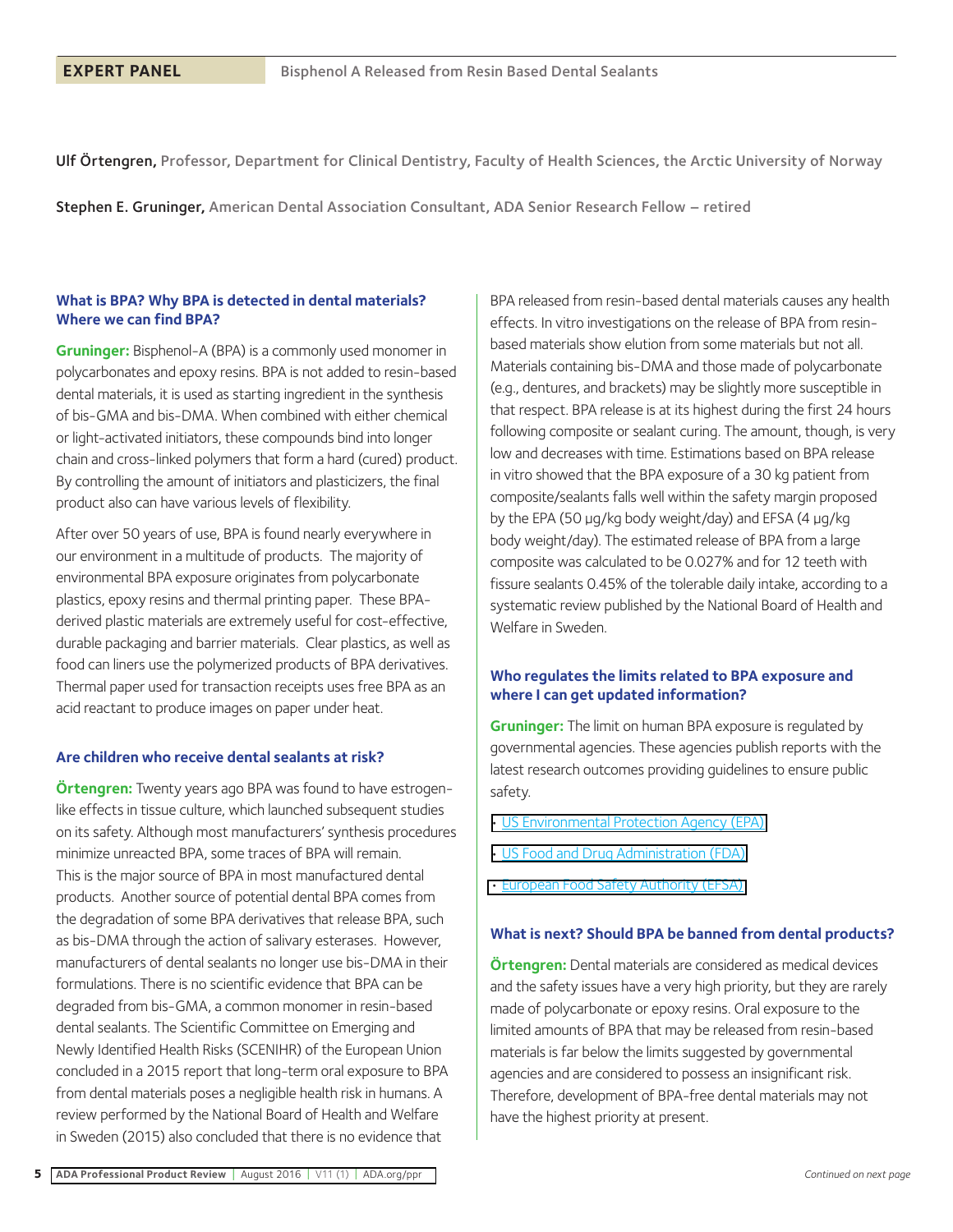**EXPERT PANEL** Bisphenol A Released from Resin Based Dental Sealants

Ulf Örtengren, Professor, Department for Clinical Dentistry, Faculty of Health Sciences, the Arctic University of Norway

Stephen E. Gruninger, American Dental Association Consultant, ADA Senior Research Fellow – retired

### What is BPA? Why BPA is detected in dental materials? Where we can find BPA?

**Gruninger:** Bisphenol-A (BPA) is a commonly used monomer in polycarbonates and epoxy resins. BPA is not added to resin-based dental materials, it is used as starting ingredient in the synthesis of bis-GMA and bis-DMA. When combined with either chemical or light-activated initiators, these compounds bind into longer chain and cross-linked polymers that form a hard (cured) product. By controlling the amount of initiators and plasticizers, the final product also can have various levels of flexibility.

After over 50 years of use, BPA is found nearly everywhere in our environment in a multitude of products. The majority of environmental BPA exposure originates from polycarbonate plastics, epoxy resins and thermal printing paper. These BPA-derived plastic materials are extremely useful for cost-effective, durable packaging and barrier materials. Clear plastics, as well as food can liners use the polymerized products of BPA derivatives. Thermal paper used for transaction receipts uses free BPA as an acid reactant to produce images on paper under heat.

### Are children who receive dental sealants at risk?

**Örtengren:** Twenty years ago BPA was found to have estrogen-like effects in tissue culture, which launched subsequent studies on its safety. Although most manufacturers' synthesis procedures minimize unreacted BPA, some traces of BPA will remain. This is the major source of BPA in most manufactured dental products. Another source of potential dental BPA comes from the degradation of some BPA derivatives that release BPA, such as bis-DMA through the action of salivary esterases. However, manufacturers of dental sealants no longer use bis-DMA in their formulations. There is no scientific evidence that BPA can be degraded from bis-GMA, a common monomer in resin-based dental sealants. The Scientific Committee on Emerging and Newly Identified Health Risks (SCENIHR) of the European Union concluded in a 2015 report that long-term oral exposure to BPA from dental materials poses a negligible health risk in humans. A review performed by the National Board of Health and Welfare in Sweden (2015) also concluded that there is no evidence that BPA released from resin-based dental materials causes any health effects. In vitro investigations on the release of BPA from resin-based materials show elution from some materials but not all. Materials containing bis-DMA and those made of polycarbonate (e.g., dentures, and brackets) may be slightly more susceptible in that respect. BPA release is at its highest during the first 24 hours following composite or sealant curing. The amount, though, is very low and decreases with time. Estimations based on BPA release in vitro showed that the BPA exposure of a 30 kg patient from composite/sealants falls well within the safety margin proposed by the EPA (50 µg/kg body weight/day) and EFSA (4 µg/kg body weight/day). The estimated release of BPA from a large composite was calculated to be 0.027% and for 12 teeth with fissure sealants 0.45% of the tolerable daily intake, according to a systematic review published by the National Board of Health and Welfare in Sweden.

### Who regulates the limits related to BPA exposure and where I can get updated information?

**Gruninger:** The limit on human BPA exposure is regulated by governmental agencies. These agencies publish reports with the latest research outcomes providing guidelines to ensure public safety.

- US Environmental Protection Agency (EPA)
- US Food and Drug Administration (FDA)
- European Food Safety Authority (EFSA)

### What is next? Should BPA be banned from dental products?

**Örtengren:** Dental materials are considered as medical devices and the safety issues have a very high priority, but they are rarely made of polycarbonate or epoxy resins. Oral exposure to the limited amounts of BPA that may be released from resin-based materials is far below the limits suggested by governmental agencies and are considered to possess an insignificant risk. Therefore, development of BPA-free dental materials may not have the highest priority at present.

*Continued on next page*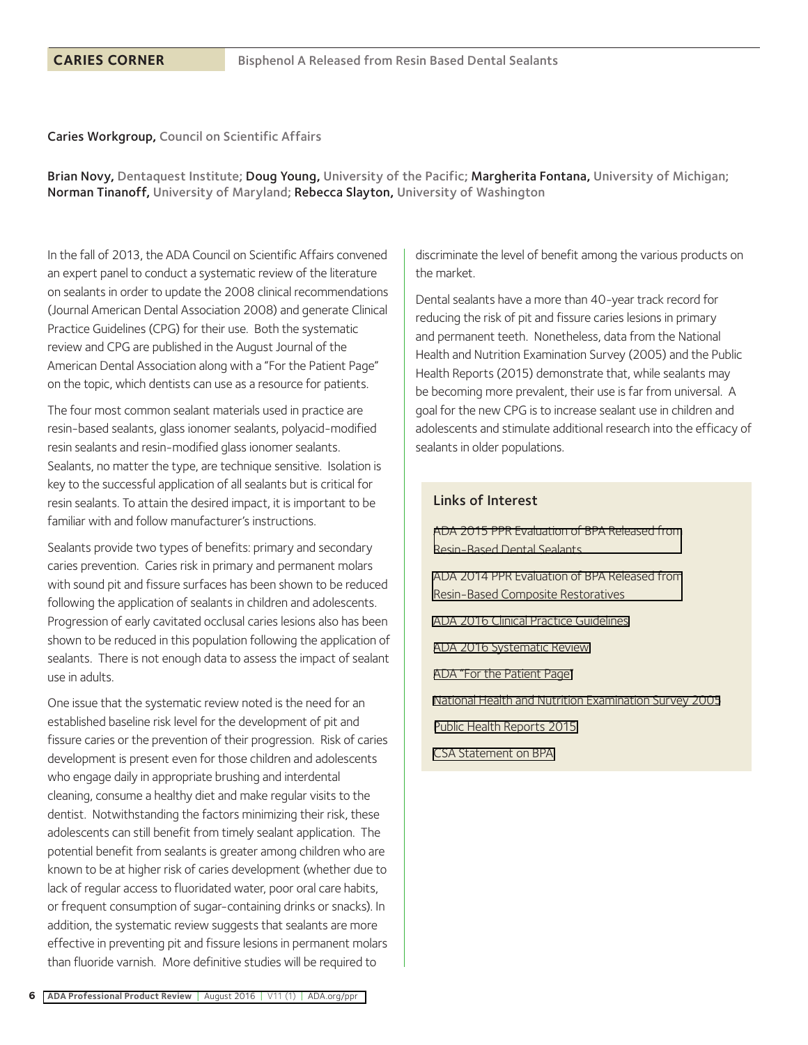**CARIES CORNER** Bisphenol A Released from Resin Based Dental Sealants

Caries Workgroup, Council on Scientific Affairs

Brian Novy, Dentaquest Institute; Doug Young, University of the Pacific; Margherita Fontana, University of Michigan; Norman Tinanoff, University of Maryland; Rebecca Slayton, University of Washington

In the fall of 2013, the ADA Council on Scientific Affairs convened an expert panel to conduct a systematic review of the literature on sealants in order to update the 2008 clinical recommendations (Journal American Dental Association 2008) and generate Clinical Practice Guidelines (CPG) for their use. Both the systematic review and CPG are published in the August Journal of the American Dental Association along with a "For the Patient Page" on the topic, which dentists can use as a resource for patients.

The four most common sealant materials used in practice are resin-based sealants, glass ionomer sealants, polyacid-modified resin sealants and resin-modified glass ionomer sealants. Sealants, no matter the type, are technique sensitive. Isolation is key to the successful application of all sealants but is critical for resin sealants. To attain the desired impact, it is important to be familiar with and follow manufacturer's instructions.

Sealants provide two types of benefits: primary and secondary caries prevention. Caries risk in primary and permanent molars with sound pit and fissure surfaces has been shown to be reduced following the application of sealants in children and adolescents. Progression of early cavitated occlusal caries lesions also has been shown to be reduced in this population following the application of sealants. There is not enough data to assess the impact of sealant use in adults.

One issue that the systematic review noted is the need for an established baseline risk level for the development of pit and fissure caries or the prevention of their progression. Risk of caries development is present even for those children and adolescents who engage daily in appropriate brushing and interdental cleaning, consume a healthy diet and make regular visits to the dentist. Notwithstanding the factors minimizing their risk, these adolescents can still benefit from timely sealant application. The potential benefit from sealants is greater among children who are known to be at higher risk of caries development (whether due to lack of regular access to fluoridated water, poor oral care habits, or frequent consumption of sugar-containing drinks or snacks). In addition, the systematic review suggests that sealants are more effective in preventing pit and fissure lesions in permanent molars than fluoride varnish. More definitive studies will be required to discriminate the level of benefit among the various products on the market.

Dental sealants have a more than 40-year track record for reducing the risk of pit and fissure caries lesions in primary and permanent teeth. Nonetheless, data from the National Health and Nutrition Examination Survey (2005) and the Public Health Reports (2015) demonstrate that, while sealants may be becoming more prevalent, their use is far from universal. A goal for the new CPG is to increase sealant use in children and adolescents and stimulate additional research into the efficacy of sealants in older populations.

## Links of Interest

ADA 2015 PPR Evaluation of BPA Released from Resin-Based Dental Sealants

ADA 2014 PPR Evaluation of BPA Released from Resin-Based Composite Restoratives

ADA 2016 Clinical Practice Guidelines

ADA 2016 Systematic Review

ADA "For the Patient Page"

National Health and Nutrition Examination Survey 2005

Public Health Reports 2015

CSA Statement on BPA